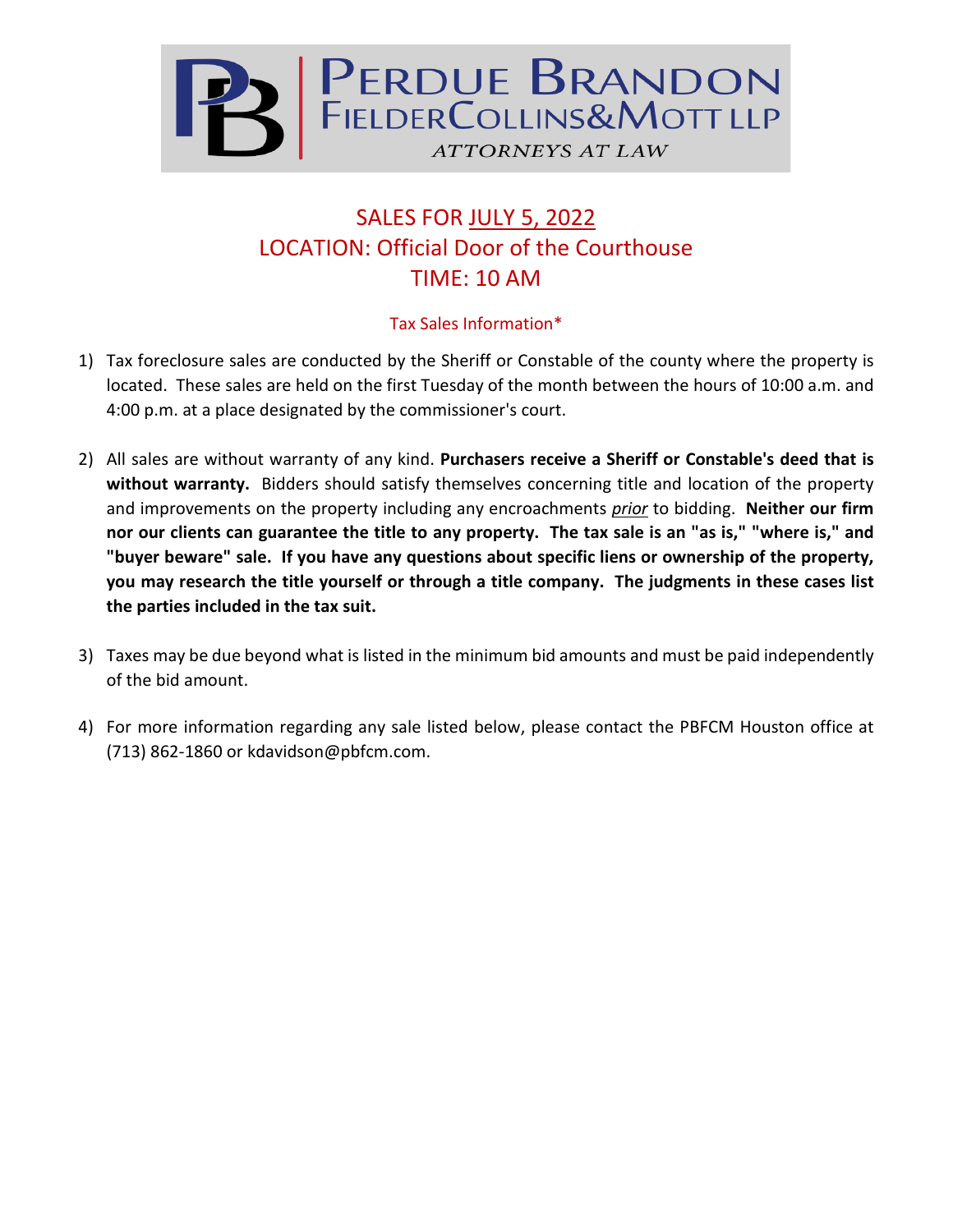**PERDUE BRANDON FIELDER COLLINS & MOTT LLP**

ATTORNEYS AT LAW

# SALES FOR JULY 5, 2022
## LOCATION: Official Door of the Courthouse
## TIME: 10 AM

### Tax Sales Information*

1) Tax foreclosure sales are conducted by the Sheriff or Constable of the county where the property is located. These sales are held on the first Tuesday of the month between the hours of 10:00 a.m. and 4:00 p.m. at a place designated by the commissioner's court.

2) All sales are without warranty of any kind. **Purchasers receive a Sheriff or Constable's deed that is without warranty.** Bidders should satisfy themselves concerning title and location of the property and improvements on the property including any encroachments *prior* to bidding. **Neither our firm nor our clients can guarantee the title to any property. The tax sale is an "as is," "where is," and "buyer beware" sale. If you have any questions about specific liens or ownership of the property, you may research the title yourself or through a title company. The judgments in these cases list the parties included in the tax suit.**

3) Taxes may be due beyond what is listed in the minimum bid amounts and must be paid independently of the bid amount.

4) For more information regarding any sale listed below, please contact the PBFCM Houston office at (713) 862-1860 or kdavidson@pbfcm.com.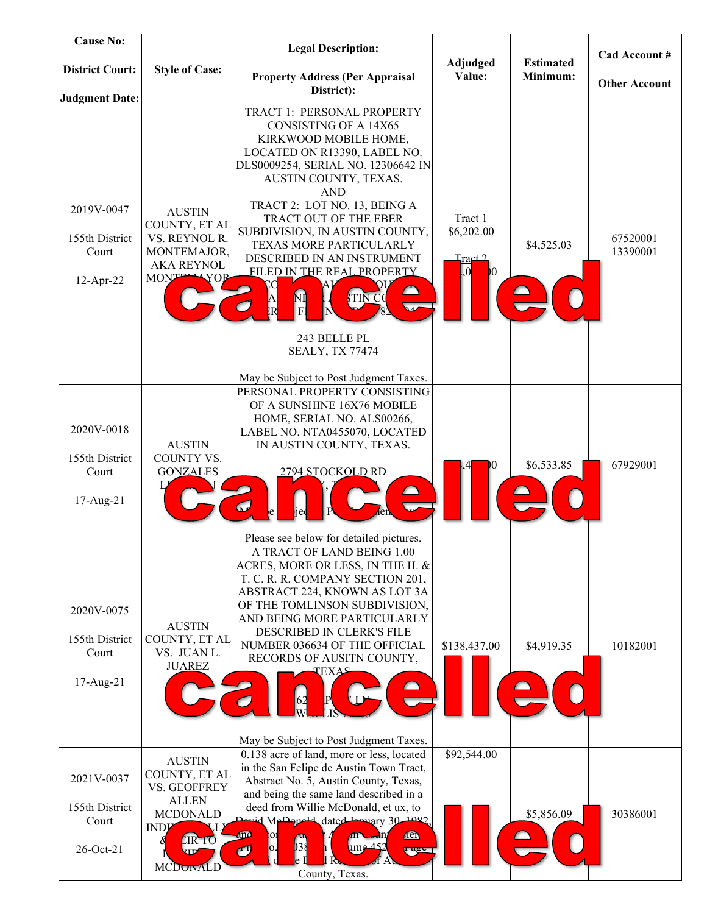| Cause No:<br><br>District Court:<br><br>Judgment Date: | Style of Case: | Legal Description:<br><br>Property Address (Per Appraisal District): | Adjudged Value: | Estimated Minimum: | Cad Account #<br><br>Other Account |
|---|---|---|---|---|---|
| 2019V-0047<br><br>155th District Court<br><br>12-Apr-22 | AUSTIN COUNTY, ET AL VS. REYNOL R. MONTEMAJOR, AKA REYNOL MONTEMAYOR | TRACT 1: PERSONAL PROPERTY CONSISTING OF A 14X65 KIRKWOOD MOBILE HOME, LOCATED ON R13390, LABEL NO. DLS0009254, SERIAL NO. 12306642 IN AUSTIN COUNTY, TEXAS.<br>AND<br>TRACT 2: LOT NO. 13, BEING A TRACT OUT OF THE EBER SUBDIVISION, IN AUSTIN COUNTY, TEXAS MORE PARTICULARLY DESCRIBED IN AN INSTRUMENT FILED IN THE REAL PROPERTY RECORDS ... AUSTIN CO... ...<br><br>243 BELLE PL<br>SEALY, TX 77474<br><br>May be Subject to Post Judgment Taxes. | Tract 1<br>$6,202.00<br><br>Tract 2<br>... | $4,525.03 | 67520001<br>13390001 |
| 2020V-0018<br><br>155th District Court<br><br>17-Aug-21 | AUSTIN COUNTY VS. GONZALES ... | PERSONAL PROPERTY CONSISTING OF A SUNSHINE 16X76 MOBILE HOME, SERIAL NO. ALS00266, LABEL NO. NTA0455070, LOCATED IN AUSTIN COUNTY, TEXAS.<br><br>2794 STOCKOLD RD<br>...<br><br>May be Subject to Post Judgment Taxes.<br><br>Please see below for detailed pictures. | ... | $6,533.85 | 67929001 |
| 2020V-0075<br><br>155th District Court<br><br>17-Aug-21 | AUSTIN COUNTY, ET AL VS. JUAN L. JUAREZ | A TRACT OF LAND BEING 1.00 ACRES, MORE OR LESS, IN THE H. & T. C. R. R. COMPANY SECTION 201, ABSTRACT 224, KNOWN AS LOT 3A OF THE TOMLINSON SUBDIVISION, AND BEING MORE PARTICULARLY DESCRIBED IN CLERK'S FILE NUMBER 036634 OF THE OFFICIAL RECORDS OF AUSITN COUNTY, TEXAS.<br><br>...<br>WALLIS ...<br><br>May be Subject to Post Judgment Taxes. | $138,437.00 | $4,919.35 | 10182001 |
| 2021V-0037<br><br>155th District Court<br><br>26-Oct-21 | AUSTIN COUNTY, ET AL VS. GEOFFREY ALLEN MCDONALD INDIVIDUALLY & HEIR TO DAVID MCDONALD | 0.138 acre of land, more or less, located in the San Felipe de Austin Town Tract, Abstract No. 5, Austin County, Texas, and being the same land described in a deed from Willie McDonald, et ux, to David McDonald, dated January 30, 1982, ... Volume 452 ... of the ... Records of Austin County, Texas. | $92,544.00 | $5,856.09 | 30386001 |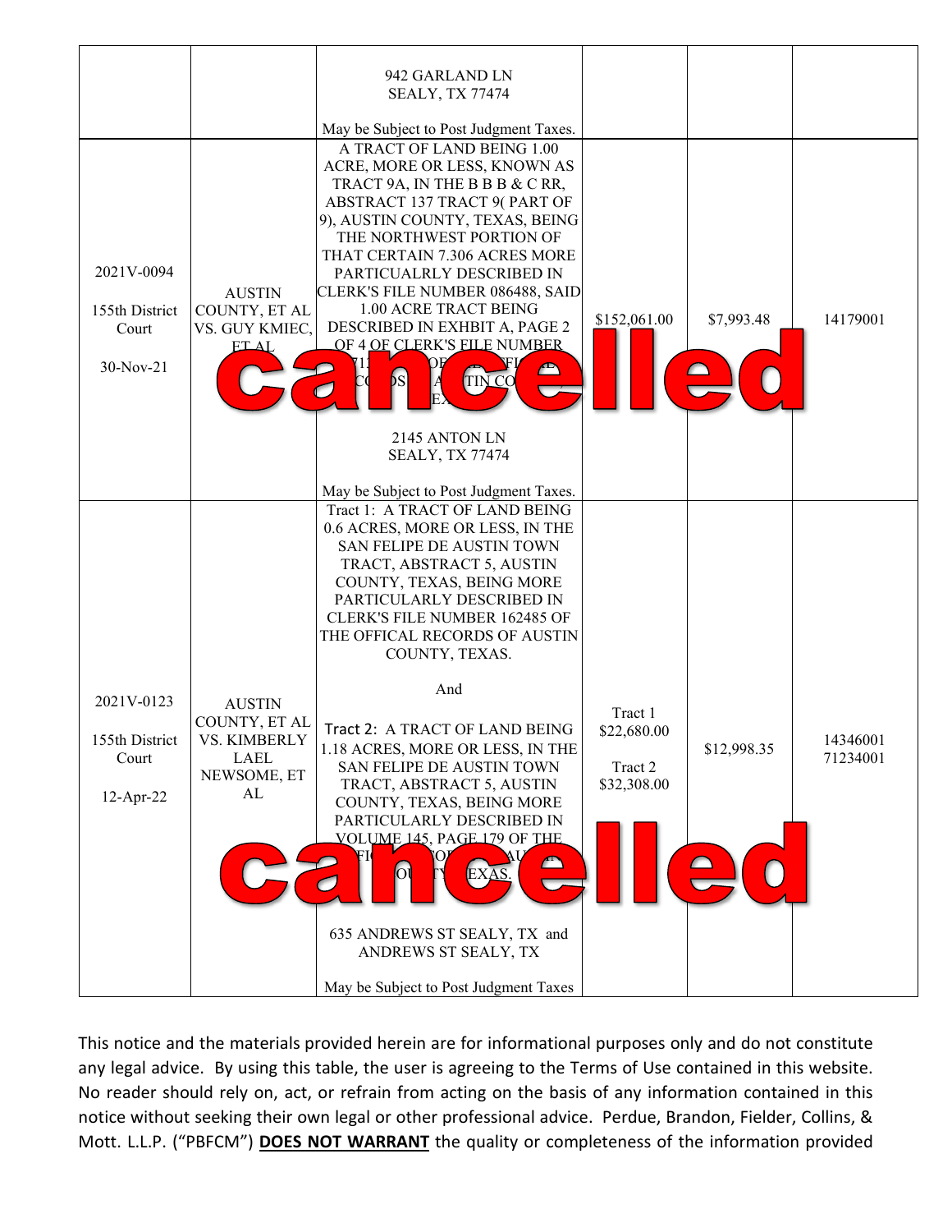|  |  |  |  |  |  |
|---|---|---|---|---|---|
|  |  | 942 GARLAND LN SEALY, TX 77474 May be Subject to Post Judgment Taxes. |  |  |  |
| 2021V-0094 155th District Court 30-Nov-21 | AUSTIN COUNTY, ET AL VS. GUY KMIEC, ET AL | A TRACT OF LAND BEING 1.00 ACRE, MORE OR LESS, KNOWN AS TRACT 9A, IN THE B B B & C RR, ABSTRACT 137 TRACT 9( PART OF 9), AUSTIN COUNTY, TEXAS, BEING THE NORTHWEST PORTION OF THAT CERTAIN 7.306 ACRES MORE PARTICUALRLY DESCRIBED IN CLERK'S FILE NUMBER 086488, SAID 1.00 ACRE TRACT BEING DESCRIBED IN EXHBIT A, PAGE 2 OF 4 OF CLERK'S FILE NUMBER 71... OF ... FI... C...DS ... A...TIN CO... EX... 2145 ANTON LN SEALY, TX 77474 May be Subject to Post Judgment Taxes. | $152,061.00 | $7,993.48 | 14179001 |
| 2021V-0123 155th District Court 12-Apr-22 | AUSTIN COUNTY, ET AL VS. KIMBERLY LAEL NEWSOME, ET AL | Tract 1: A TRACT OF LAND BEING 0.6 ACRES, MORE OR LESS, IN THE SAN FELIPE DE AUSTIN TOWN TRACT, ABSTRACT 5, AUSTIN COUNTY, TEXAS, BEING MORE PARTICULARLY DESCRIBED IN CLERK'S FILE NUMBER 162485 OF THE OFFICAL RECORDS OF AUSTIN COUNTY, TEXAS. And Tract 2: A TRACT OF LAND BEING 1.18 ACRES, MORE OR LESS, IN THE SAN FELIPE DE AUSTIN TOWN TRACT, ABSTRACT 5, AUSTIN COUNTY, TEXAS, BEING MORE PARTICULARLY DESCRIBED IN VOLUME 145, PAGE 179 OF THE ...FI... ...O... AU... ...OU...TY ...EXAS. 635 ANDREWS ST SEALY, TX and ANDREWS ST SEALY, TX May be Subject to Post Judgment Taxes | Tract 1 $22,680.00 Tract 2 $32,308.00 | $12,998.35 | 14346001 71234001 |

cancelled

cancelled

This notice and the materials provided herein are for informational purposes only and do not constitute any legal advice. By using this table, the user is agreeing to the Terms of Use contained in this website. No reader should rely on, act, or refrain from acting on the basis of any information contained in this notice without seeking their own legal or other professional advice. Perdue, Brandon, Fielder, Collins, & Mott. L.L.P. ("PBFCM") **DOES NOT WARRANT** the quality or completeness of the information provided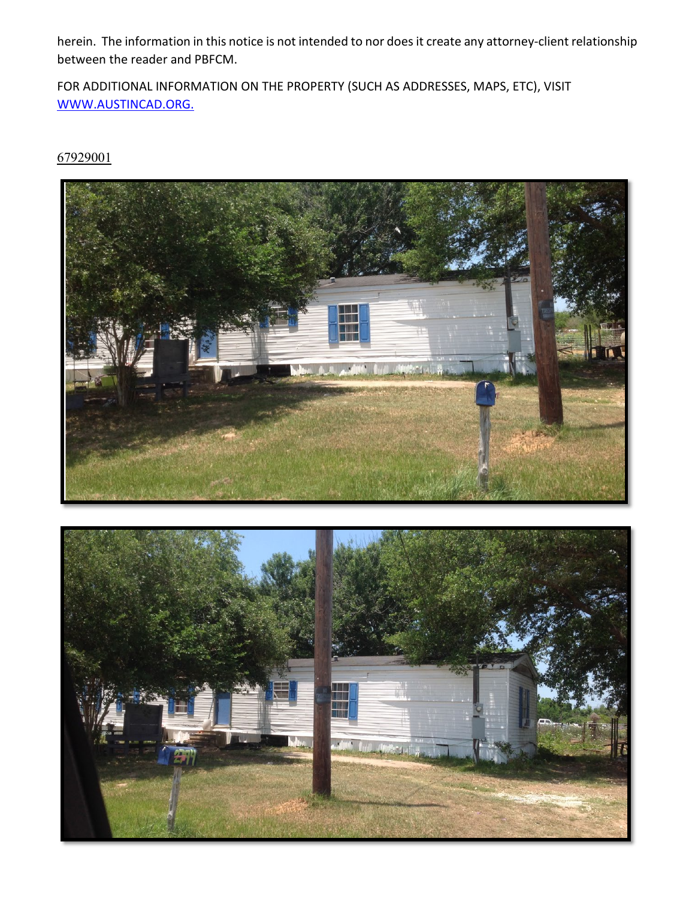herein. The information in this notice is not intended to nor does it create any attorney-client relationship between the reader and PBFCM.

FOR ADDITIONAL INFORMATION ON THE PROPERTY (SUCH AS ADDRESSES, MAPS, ETC), VISIT WWW.AUSTINCAD.ORG.

67929001